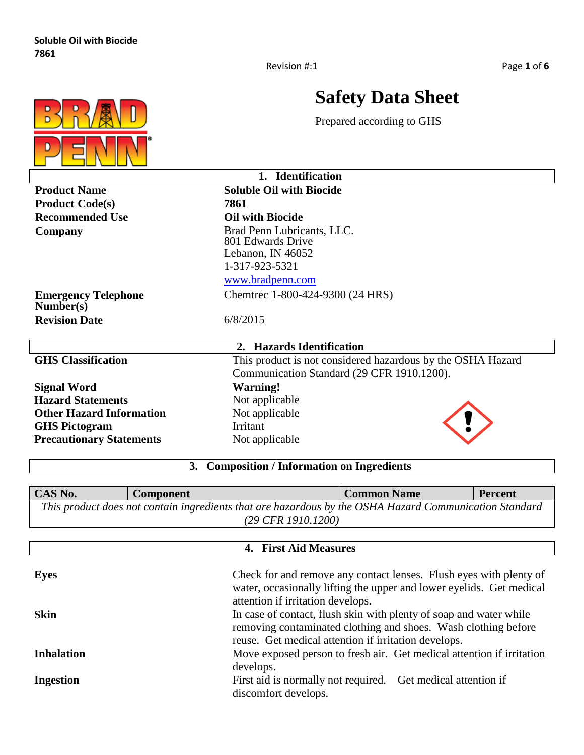Soluble Oil with Biocide
7861

Revision #:1

# Safety Data Sheet

Prepared according to GHS

## 1. Identification

| | |
|---|---|
| **Product Name** | **Soluble Oil with Biocide** |
| **Product Code(s)** | **7861** |
| **Recommended Use** | **Oil with Biocide** |
| **Company** | Brad Penn Lubricants, LLC.<br>801 Edwards Drive<br>Lebanon, IN 46052<br>1-317-923-5321<br>www.bradpenn.com |
| **Emergency Telephone Number(s)** | Chemtrec 1-800-424-9300 (24 HRS) |
| **Revision Date** | 6/8/2015 |

## 2. Hazards Identification

| | |
|---|---|
| **GHS Classification** | This product is not considered hazardous by the OSHA Hazard Communication Standard (29 CFR 1910.1200). |
| **Signal Word** | **Warning!** |
| **Hazard Statements** | Not applicable |
| **Other Hazard Information** | Not applicable |
| **GHS Pictogram** | Irritant |
| **Precautionary Statements** | Not applicable |

## 3. Composition / Information on Ingredients

| CAS No. | Component | Common Name | Percent |
|---|---|---|---|
| *This product does not contain ingredients that are hazardous by the OSHA Hazard Communication Standard (29 CFR 1910.1200)* | | | |

## 4. First Aid Measures

| | |
|---|---|
| **Eyes** | Check for and remove any contact lenses. Flush eyes with plenty of water, occasionally lifting the upper and lower eyelids. Get medical attention if irritation develops. |
| **Skin** | In case of contact, flush skin with plenty of soap and water while removing contaminated clothing and shoes. Wash clothing before reuse. Get medical attention if irritation develops. |
| **Inhalation** | Move exposed person to fresh air. Get medical attention if irritation develops. |
| **Ingestion** | First aid is normally not required. Get medical attention if discomfort develops. |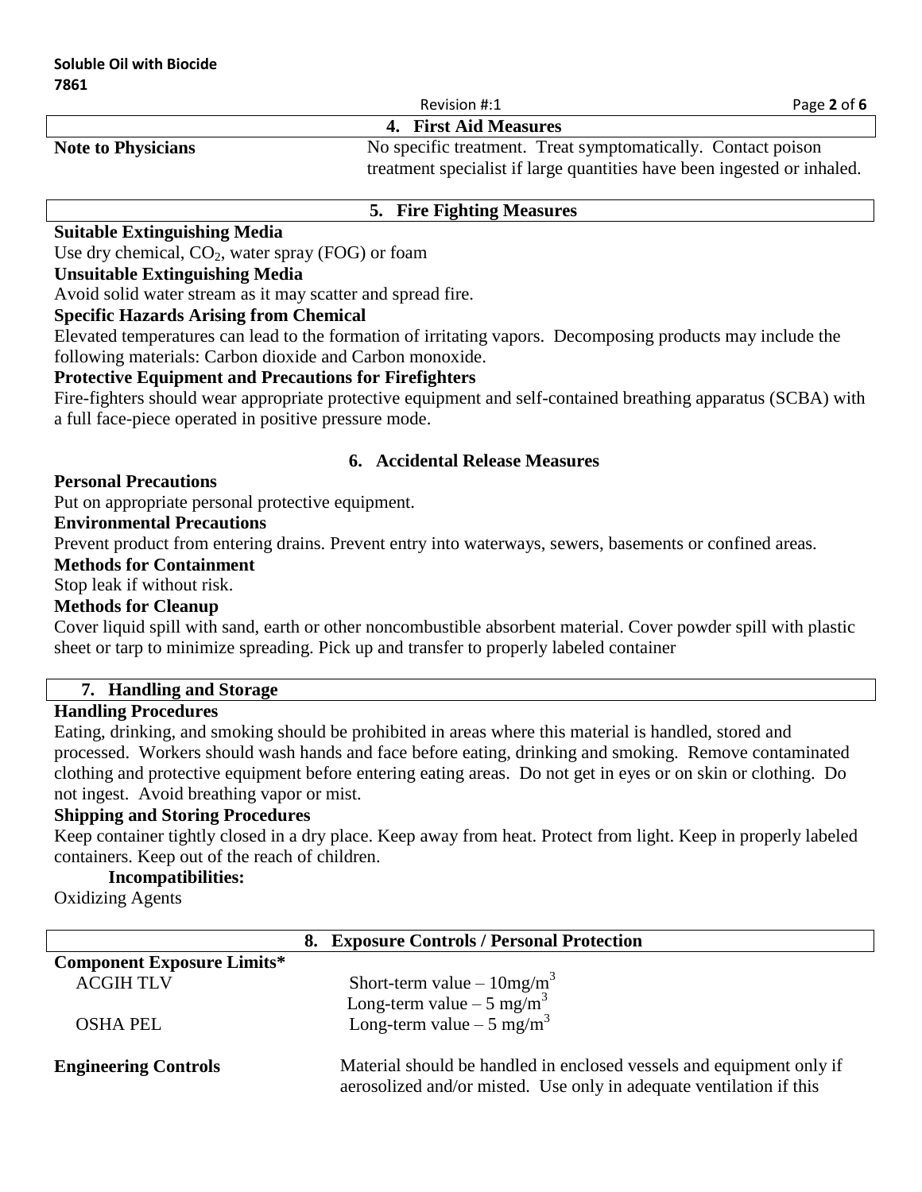## 4. First Aid Measures

| | |
|---|---|
| **Note to Physicians** | No specific treatment. Treat symptomatically. Contact poison treatment specialist if large quantities have been ingested or inhaled. |

## 5. Fire Fighting Measures

**Suitable Extinguishing Media**

Use dry chemical, $CO_2$, water spray (FOG) or foam

**Unsuitable Extinguishing Media**

Avoid solid water stream as it may scatter and spread fire.

**Specific Hazards Arising from Chemical**

Elevated temperatures can lead to the formation of irritating vapors. Decomposing products may include the following materials: Carbon dioxide and Carbon monoxide.

**Protective Equipment and Precautions for Firefighters**

Fire-fighters should wear appropriate protective equipment and self-contained breathing apparatus (SCBA) with a full face-piece operated in positive pressure mode.

## 6. Accidental Release Measures

**Personal Precautions**

Put on appropriate personal protective equipment.

**Environmental Precautions**

Prevent product from entering drains. Prevent entry into waterways, sewers, basements or confined areas.

**Methods for Containment**

Stop leak if without risk.

**Methods for Cleanup**

Cover liquid spill with sand, earth or other noncombustible absorbent material. Cover powder spill with plastic sheet or tarp to minimize spreading. Pick up and transfer to properly labeled container

## 7. Handling and Storage

**Handling Procedures**

Eating, drinking, and smoking should be prohibited in areas where this material is handled, stored and processed. Workers should wash hands and face before eating, drinking and smoking. Remove contaminated clothing and protective equipment before entering eating areas. Do not get in eyes or on skin or clothing. Do not ingest. Avoid breathing vapor or mist.

**Shipping and Storing Procedures**

Keep container tightly closed in a dry place. Keep away from heat. Protect from light. Keep in properly labeled containers. Keep out of the reach of children.

**Incompatibilities:**

Oxidizing Agents

## 8. Exposure Controls / Personal Protection

**Component Exposure Limits***

| | |
|---|---|
| ACGIH TLV | Short-term value – 10mg/m$^3$ |
| | Long-term value – 5 mg/m$^3$ |
| OSHA PEL | Long-term value – 5 mg/m$^3$ |

| | |
|---|---|
| **Engineering Controls** | Material should be handled in enclosed vessels and equipment only if aerosolized and/or misted. Use only in adequate ventilation if this |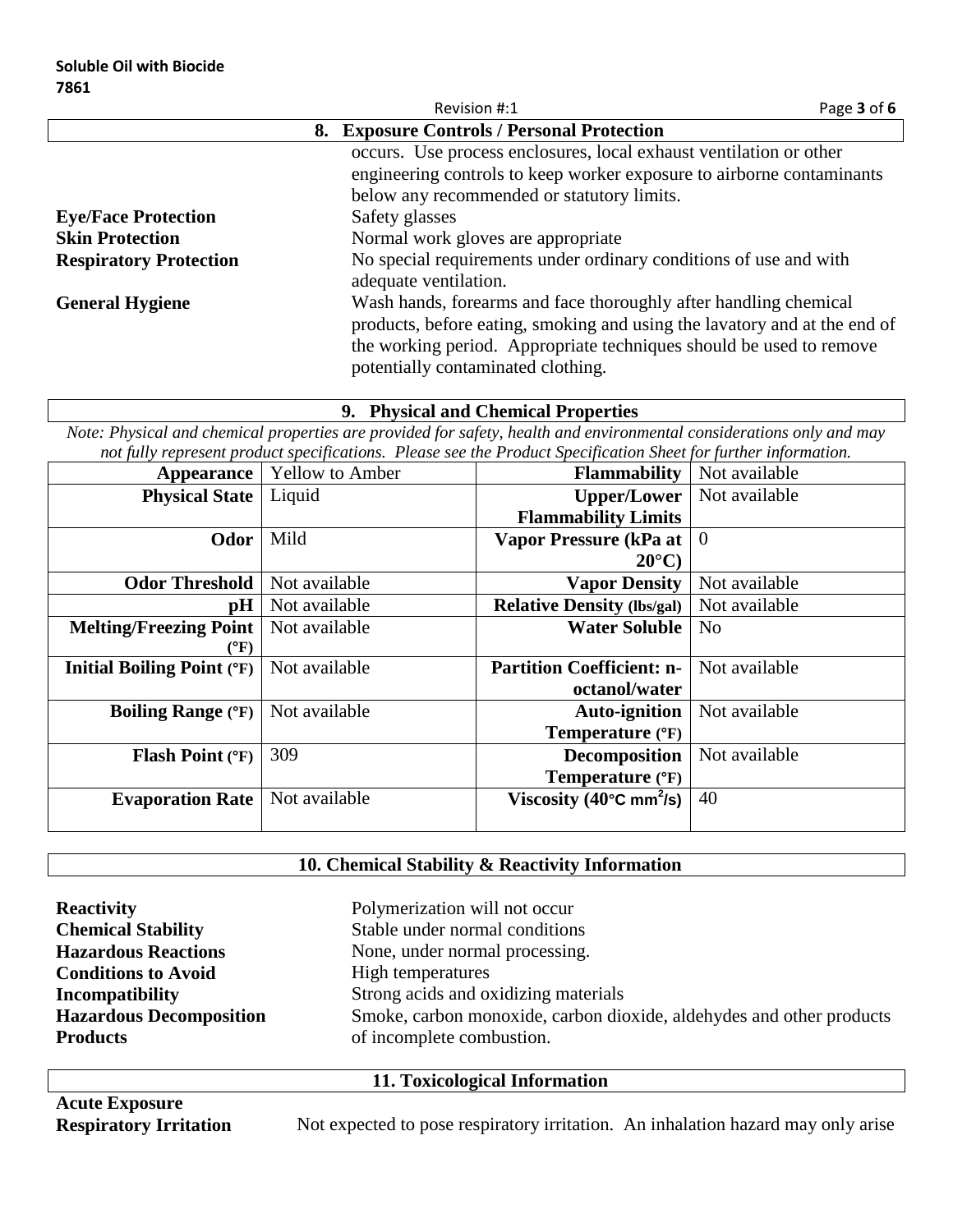## 8. Exposure Controls / Personal Protection

occurs. Use process enclosures, local exhaust ventilation or other engineering controls to keep worker exposure to airborne contaminants below any recommended or statutory limits.

**Eye/Face Protection** Safety glasses

**Skin Protection** Normal work gloves are appropriate

**Respiratory Protection** No special requirements under ordinary conditions of use and with adequate ventilation.

**General Hygiene** Wash hands, forearms and face thoroughly after handling chemical products, before eating, smoking and using the lavatory and at the end of the working period. Appropriate techniques should be used to remove potentially contaminated clothing.

## 9. Physical and Chemical Properties

*Note: Physical and chemical properties are provided for safety, health and environmental considerations only and may not fully represent product specifications. Please see the Product Specification Sheet for further information.*

| **Appearance** | Yellow to Amber | **Flammability** | Not available |
|---|---|---|---|
| **Physical State** | Liquid | **Upper/Lower Flammability Limits** | Not available |
| **Odor** | Mild | **Vapor Pressure (kPa at 20°C)** | 0 |
| **Odor Threshold** | Not available | **Vapor Density** | Not available |
| **pH** | Not available | **Relative Density (lbs/gal)** | Not available |
| **Melting/Freezing Point (°F)** | Not available | **Water Soluble** | No |
| **Initial Boiling Point (°F)** | Not available | **Partition Coefficient: n-octanol/water** | Not available |
| **Boiling Range (°F)** | Not available | **Auto-ignition Temperature (°F)** | Not available |
| **Flash Point (°F)** | 309 | **Decomposition Temperature (°F)** | Not available |
| **Evaporation Rate** | Not available | **Viscosity (40°C $mm^2/s$)** | 40 |

## 10. Chemical Stability & Reactivity Information

**Reactivity** Polymerization will not occur

**Chemical Stability** Stable under normal conditions

**Hazardous Reactions** None, under normal processing.

**Conditions to Avoid** High temperatures

**Incompatibility** Strong acids and oxidizing materials

**Hazardous Decomposition Products** Smoke, carbon monoxide, carbon dioxide, aldehydes and other products of incomplete combustion.

## 11. Toxicological Information

**Acute Exposure**

**Respiratory Irritation** Not expected to pose respiratory irritation. An inhalation hazard may only arise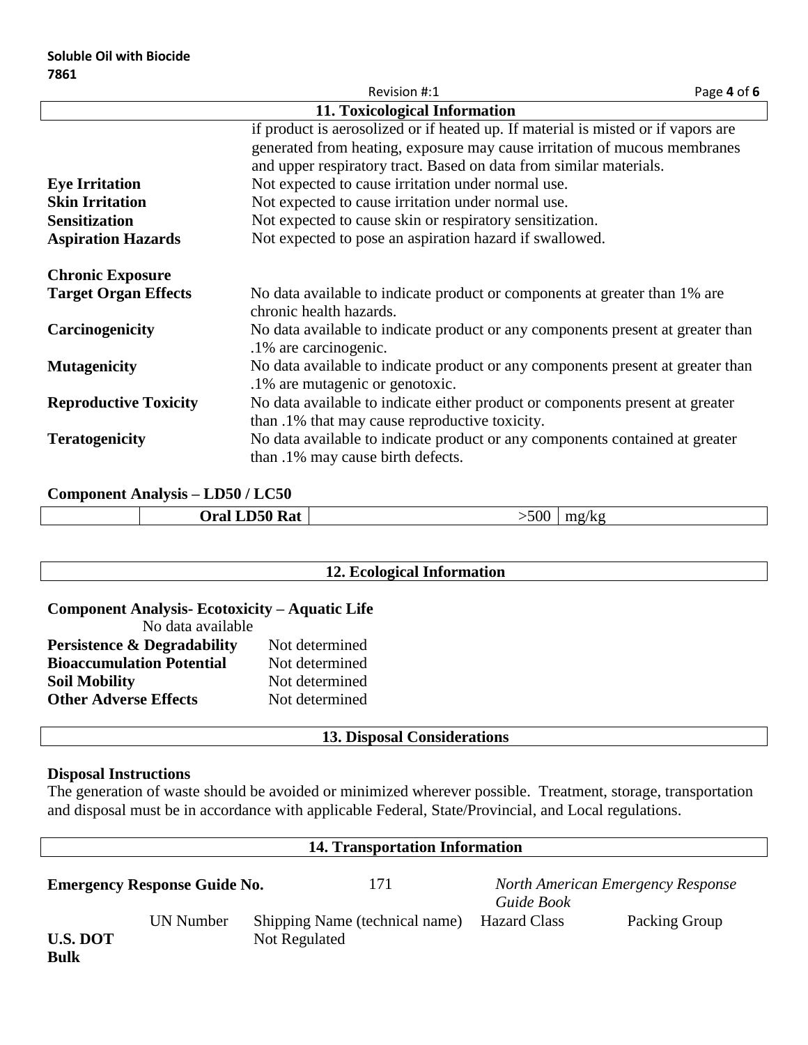## 11. Toxicological Information

if product is aerosolized or if heated up. If material is misted or if vapors are generated from heating, exposure may cause irritation of mucous membranes and upper respiratory tract. Based on data from similar materials.

**Eye Irritation** Not expected to cause irritation under normal use.

**Skin Irritation** Not expected to cause irritation under normal use.

**Sensitization** Not expected to cause skin or respiratory sensitization.

**Aspiration Hazards** Not expected to pose an aspiration hazard if swallowed.

**Chronic Exposure**

**Target Organ Effects** No data available to indicate product or components at greater than 1% are chronic health hazards.

**Carcinogenicity** No data available to indicate product or any components present at greater than .1% are carcinogenic.

**Mutagenicity** No data available to indicate product or any components present at greater than .1% are mutagenic or genotoxic.

**Reproductive Toxicity** No data available to indicate either product or components present at greater than .1% that may cause reproductive toxicity.

**Teratogenicity** No data available to indicate product or any components contained at greater than .1% may cause birth defects.

**Component Analysis – LD50 / LC50**

| | Oral LD50 Rat | >500 | mg/kg |
|---|---|---|---|

## 12. Ecological Information

**Component Analysis- Ecotoxicity – Aquatic Life**

No data available

**Persistence & Degradability** Not determined

**Bioaccumulation Potential** Not determined

**Soil Mobility** Not determined

**Other Adverse Effects** Not determined

## 13. Disposal Considerations

**Disposal Instructions**

The generation of waste should be avoided or minimized wherever possible. Treatment, storage, transportation and disposal must be in accordance with applicable Federal, State/Provincial, and Local regulations.

## 14. Transportation Information

**Emergency Response Guide No.** 171 *North American Emergency Response Guide Book*

| | UN Number | Shipping Name (technical name) | Hazard Class | Packing Group |
|---|---|---|---|---|
| **U.S. DOT Bulk** | | Not Regulated | | |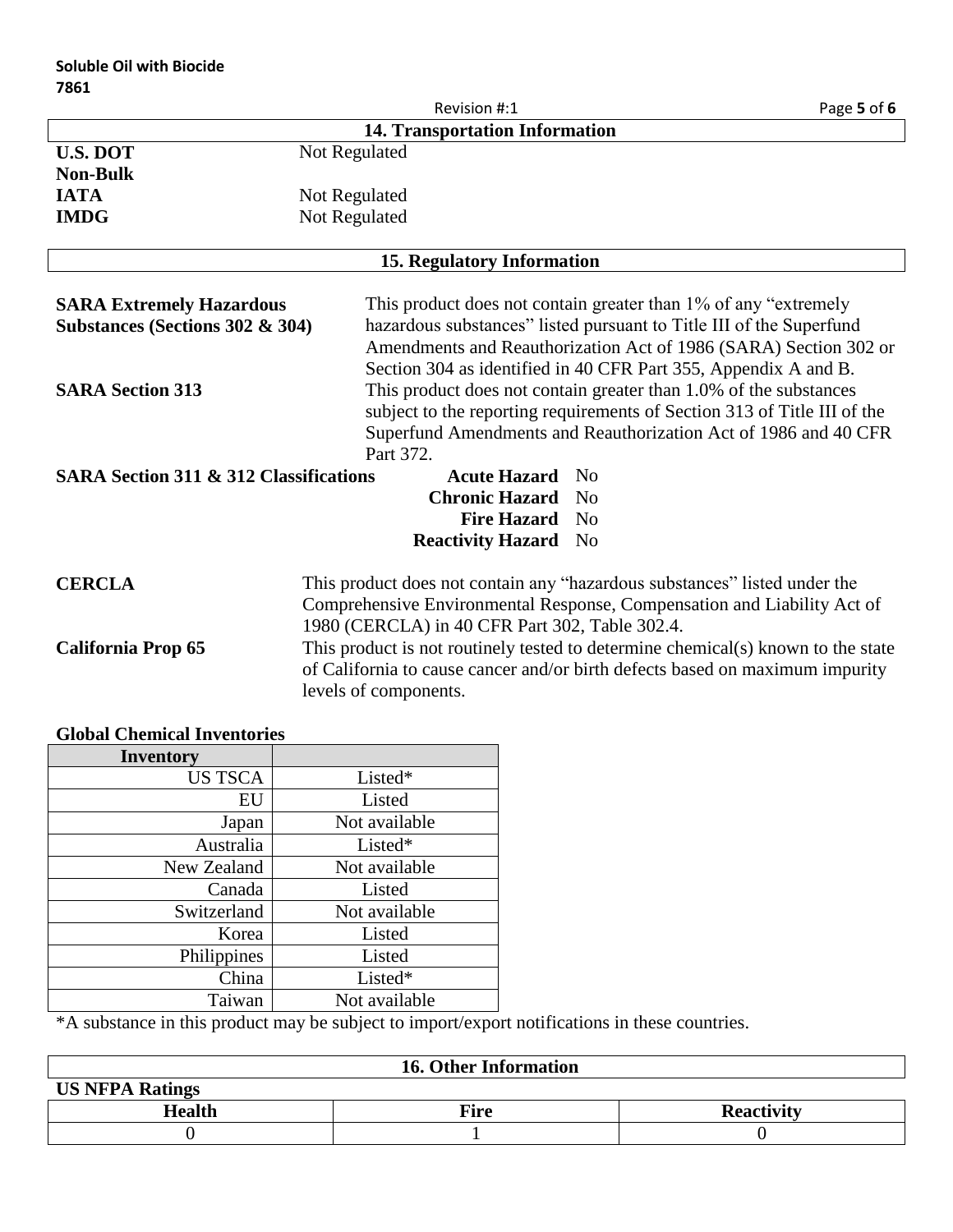## 14. Transportation Information

| | |
|---|---|
| **U.S. DOT Non-Bulk** | Not Regulated |
| **IATA** | Not Regulated |
| **IMDG** | Not Regulated |

## 15. Regulatory Information

**SARA Extremely Hazardous Substances (Sections 302 & 304)**
This product does not contain greater than 1% of any "extremely hazardous substances" listed pursuant to Title III of the Superfund Amendments and Reauthorization Act of 1986 (SARA) Section 302 or Section 304 as identified in 40 CFR Part 355, Appendix A and B.

**SARA Section 313**
This product does not contain greater than 1.0% of the substances subject to the reporting requirements of Section 313 of Title III of the Superfund Amendments and Reauthorization Act of 1986 and 40 CFR Part 372.

**SARA Section 311 & 312 Classifications**

| | |
|---|---|
| **Acute Hazard** | No |
| **Chronic Hazard** | No |
| **Fire Hazard** | No |
| **Reactivity Hazard** | No |

**CERCLA**
This product does not contain any "hazardous substances" listed under the Comprehensive Environmental Response, Compensation and Liability Act of 1980 (CERCLA) in 40 CFR Part 302, Table 302.4.

**California Prop 65**
This product is not routinely tested to determine chemical(s) known to the state of California to cause cancer and/or birth defects based on maximum impurity levels of components.

**Global Chemical Inventories**

| Inventory | |
|---|---|
| US TSCA | Listed* |
| EU | Listed |
| Japan | Not available |
| Australia | Listed* |
| New Zealand | Not available |
| Canada | Listed |
| Switzerland | Not available |
| Korea | Listed |
| Philippines | Listed |
| China | Listed* |
| Taiwan | Not available |

*A substance in this product may be subject to import/export notifications in these countries.

## 16. Other Information

**US NFPA Ratings**

| Health | Fire | Reactivity |
|---|---|---|
| 0 | 1 | 0 |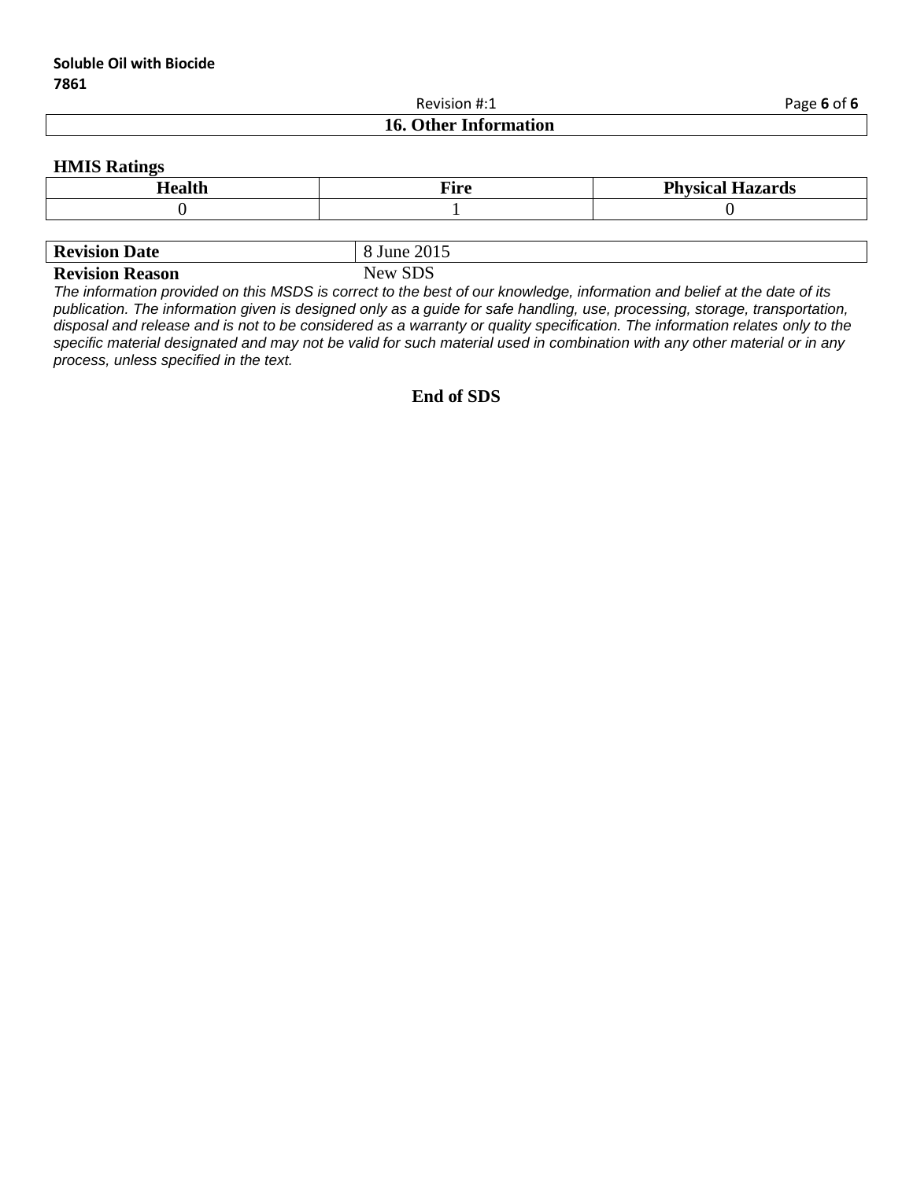## 16. Other Information

### HMIS Ratings

| Health | Fire | Physical Hazards |
| --- | --- | --- |
| 0 | 1 | 0 |

| | |
| --- | --- |
| **Revision Date** | 8 June 2015 |
| **Revision Reason** | New SDS |

*The information provided on this MSDS is correct to the best of our knowledge, information and belief at the date of its publication. The information given is designed only as a guide for safe handling, use, processing, storage, transportation, disposal and release and is not to be considered as a warranty or quality specification. The information relates only to the specific material designated and may not be valid for such material used in combination with any other material or in any process, unless specified in the text.*

**End of SDS**